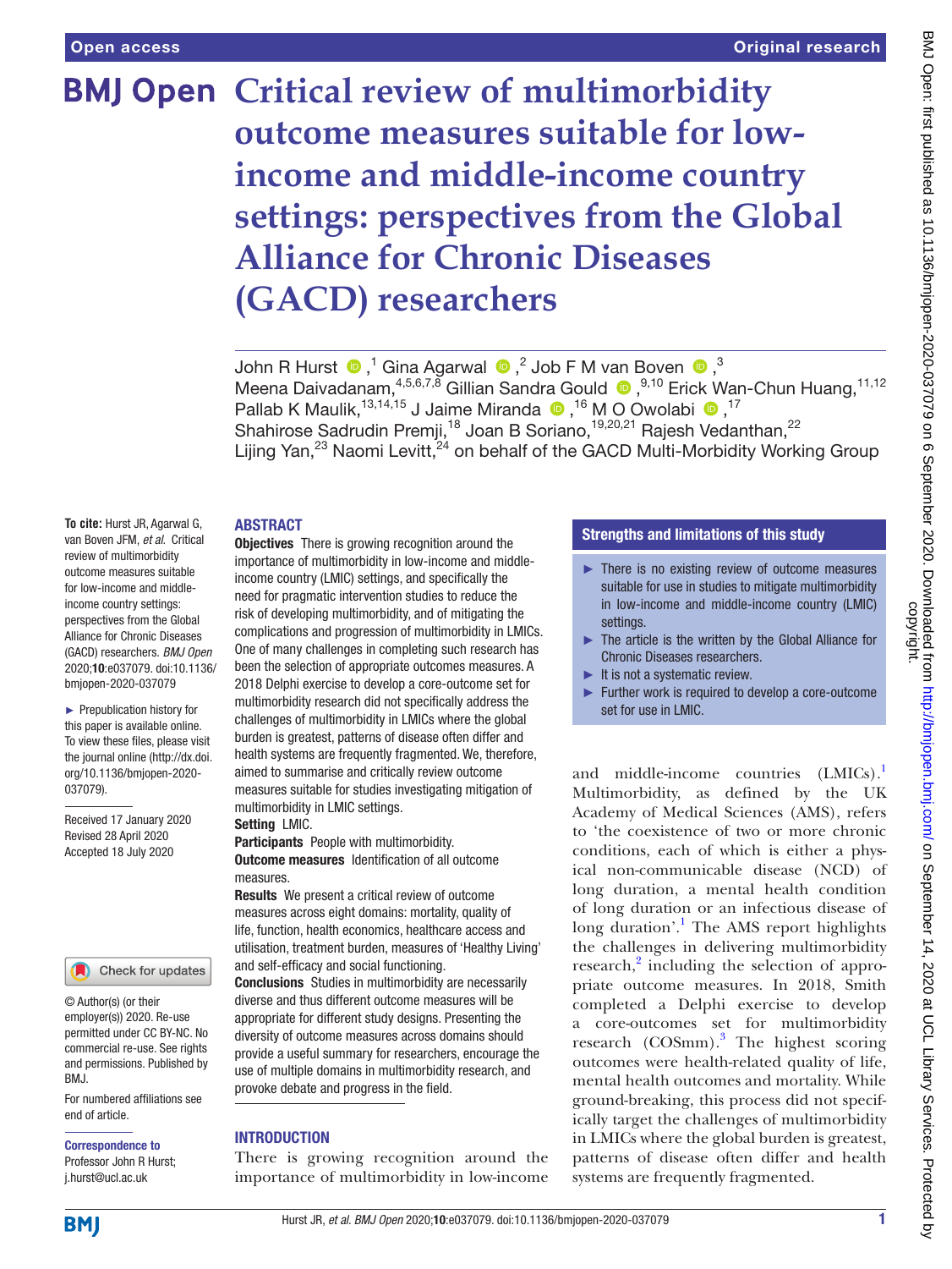# Critical review of multimorbidity outcome measures suitable for low-income and middle-income country settings: perspectives from the Global Alliance for Chronic Diseases (GACD) researchers

John R Hurst,[1] Gina Agarwal,[2] Job F M van Boven,[3] Meena Daivadanam,[4,5,6,7,8] Gillian Sandra Gould,[9,10] Erick Wan-Chun Huang,[11,12] Pallab K Maulik,[13,14,15] J Jaime Miranda,[16] M O Owolabi,[17] Shahirose Sadrudin Premji,[18] Joan B Soriano,[19,20,21] Rajesh Vedanthan,[22] Lijing Yan,[23] Naomi Levitt,[24] on behalf of the GACD Multi-Morbidity Working Group

**To cite:** Hurst JR, Agarwal G, van Boven JFM, *et al*. Critical review of multimorbidity outcome measures suitable for low-income and middle-income country settings: perspectives from the Global Alliance for Chronic Diseases (GACD) researchers. *BMJ Open* 2020;**10**:e037079. doi:10.1136/bmjopen-2020-037079

► Prepublication history for this paper is available online. To view these files, please visit the journal online (http://dx.doi.org/10.1136/bmjopen-2020-037079).

Received 17 January 2020
Revised 28 April 2020
Accepted 18 July 2020

© Author(s) (or their employer(s)) 2020. Re-use permitted under CC BY-NC. No commercial re-use. See rights and permissions. Published by BMJ.

For numbered affiliations see end of article.

**Correspondence to**
Professor John R Hurst; j.hurst@ucl.ac.uk

## ABSTRACT

**Objectives** There is growing recognition around the importance of multimorbidity in low-income and middle-income country (LMIC) settings, and specifically the need for pragmatic intervention studies to reduce the risk of developing multimorbidity, and of mitigating the complications and progression of multimorbidity in LMICs. One of many challenges in completing such research has been the selection of appropriate outcomes measures. A 2018 Delphi exercise to develop a core-outcome set for multimorbidity research did not specifically address the challenges of multimorbidity in LMICs where the global burden is greatest, patterns of disease often differ and health systems are frequently fragmented. We, therefore, aimed to summarise and critically review outcome measures suitable for studies investigating mitigation of multimorbidity in LMIC settings.

**Setting** LMIC.

**Participants** People with multimorbidity.

**Outcome measures** Identification of all outcome measures.

**Results** We present a critical review of outcome measures across eight domains: mortality, quality of life, function, health economics, healthcare access and utilisation, treatment burden, measures of 'Healthy Living' and self-efficacy and social functioning.

**Conclusions** Studies in multimorbidity are necessarily diverse and thus different outcome measures will be appropriate for different study designs. Presenting the diversity of outcome measures across domains should provide a useful summary for researchers, encourage the use of multiple domains in multimorbidity research, and provoke debate and progress in the field.

### Strengths and limitations of this study

- There is no existing review of outcome measures suitable for use in studies to mitigate multimorbidity in low-income and middle-income country (LMIC) settings.
- The article is the written by the Global Alliance for Chronic Diseases researchers.
- It is not a systematic review.
- Further work is required to develop a core-outcome set for use in LMIC.

## INTRODUCTION

There is growing recognition around the importance of multimorbidity in low-income and middle-income countries (LMICs).[1] Multimorbidity, as defined by the UK Academy of Medical Sciences (AMS), refers to 'the coexistence of two or more chronic conditions, each of which is either a physical non-communicable disease (NCD) of long duration, a mental health condition of long duration or an infectious disease of long duration'.[1] The AMS report highlights the challenges in delivering multimorbidity research,[2] including the selection of appropriate outcome measures. In 2018, Smith completed a Delphi exercise to develop a core-outcomes set for multimorbidity research (COSmm).[3] The highest scoring outcomes were health-related quality of life, mental health outcomes and mortality. While ground-breaking, this process did not specifically target the challenges of multimorbidity in LMICs where the global burden is greatest, patterns of disease often differ and health systems are frequently fragmented.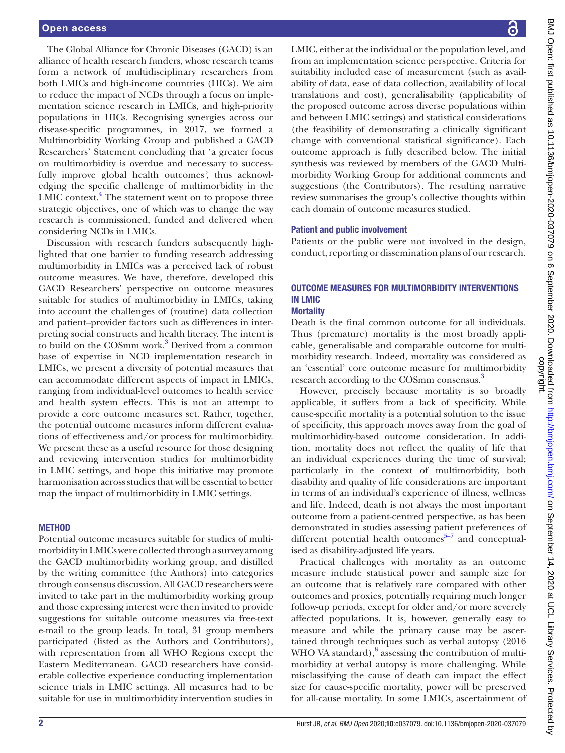The Global Alliance for Chronic Diseases (GACD) is an alliance of health research funders, whose research teams form a network of multidisciplinary researchers from both LMICs and high-income countries (HICs). We aim to reduce the impact of NCDs through a focus on implementation science research in LMICs, and high-priority populations in HICs. Recognising synergies across our disease-specific programmes, in 2017, we formed a Multimorbidity Working Group and published a GACD Researchers' Statement concluding that 'a greater focus on multimorbidity is overdue and necessary to successfully improve global health outcomes', thus acknowledging the specific challenge of multimorbidity in the LMIC context.[4] The statement went on to propose three strategic objectives, one of which was to change the way research is commissioned, funded and delivered when considering NCDs in LMICs.

Discussion with research funders subsequently highlighted that one barrier to funding research addressing multimorbidity in LMICs was a perceived lack of robust outcome measures. We have, therefore, developed this GACD Researchers' perspective on outcome measures suitable for studies of multimorbidity in LMICs, taking into account the challenges of (routine) data collection and patient–provider factors such as differences in interpreting social constructs and health literacy. The intent is to build on the COSmm work.[3] Derived from a common base of expertise in NCD implementation research in LMICs, we present a diversity of potential measures that can accommodate different aspects of impact in LMICs, ranging from individual-level outcomes to health service and health system effects. This is not an attempt to provide a core outcome measures set. Rather, together, the potential outcome measures inform different evaluations of effectiveness and/or process for multimorbidity. We present these as a useful resource for those designing and reviewing intervention studies for multimorbidity in LMIC settings, and hope this initiative may promote harmonisation across studies that will be essential to better map the impact of multimorbidity in LMIC settings.

## METHOD

Potential outcome measures suitable for studies of multimorbidity in LMICs were collected through a survey among the GACD multimorbidity working group, and distilled by the writing committee (the Authors) into categories through consensus discussion. All GACD researchers were invited to take part in the multimorbidity working group and those expressing interest were then invited to provide suggestions for suitable outcome measures via free-text e-mail to the group leads. In total, 31 group members participated (listed as the Authors and Contributors), with representation from all WHO Regions except the Eastern Mediterranean. GACD researchers have considerable collective experience conducting implementation science trials in LMIC settings. All measures had to be suitable for use in multimorbidity intervention studies in LMIC, either at the individual or the population level, and from an implementation science perspective. Criteria for suitability included ease of measurement (such as availability of data, ease of data collection, availability of local translations and cost), generalisability (applicability of the proposed outcome across diverse populations within and between LMIC settings) and statistical considerations (the feasibility of demonstrating a clinically significant change with conventional statistical significance). Each outcome approach is fully described below. The initial synthesis was reviewed by members of the GACD Multimorbidity Working Group for additional comments and suggestions (the Contributors). The resulting narrative review summarises the group's collective thoughts within each domain of outcome measures studied.

### Patient and public involvement

Patients or the public were not involved in the design, conduct, reporting or dissemination plans of our research.

## OUTCOME MEASURES FOR MULTIMORBIDITY INTERVENTIONS IN LMIC

### Mortality

Death is the final common outcome for all individuals. Thus (premature) mortality is the most broadly applicable, generalisable and comparable outcome for multimorbidity research. Indeed, mortality was considered as an 'essential' core outcome measure for multimorbidity research according to the COSmm consensus.[3]

However, precisely because mortality is so broadly applicable, it suffers from a lack of specificity. While cause-specific mortality is a potential solution to the issue of specificity, this approach moves away from the goal of multimorbidity-based outcome consideration. In addition, mortality does not reflect the quality of life that an individual experiences during the time of survival; particularly in the context of multimorbidity, both disability and quality of life considerations are important in terms of an individual's experience of illness, wellness and life. Indeed, death is not always the most important outcome from a patient-centred perspective, as has been demonstrated in studies assessing patient preferences of different potential health outcomes[5–7] and conceptualised as disability-adjusted life years.

Practical challenges with mortality as an outcome measure include statistical power and sample size for an outcome that is relatively rare compared with other outcomes and proxies, potentially requiring much longer follow-up periods, except for older and/or more severely affected populations. It is, however, generally easy to measure and while the primary cause may be ascertained through techniques such as verbal autopsy (2016 WHO VA standard),[8] assessing the contribution of multimorbidity at verbal autopsy is more challenging. While misclassifying the cause of death can impact the effect size for cause-specific mortality, power will be preserved for all-cause mortality. In some LMICs, ascertainment of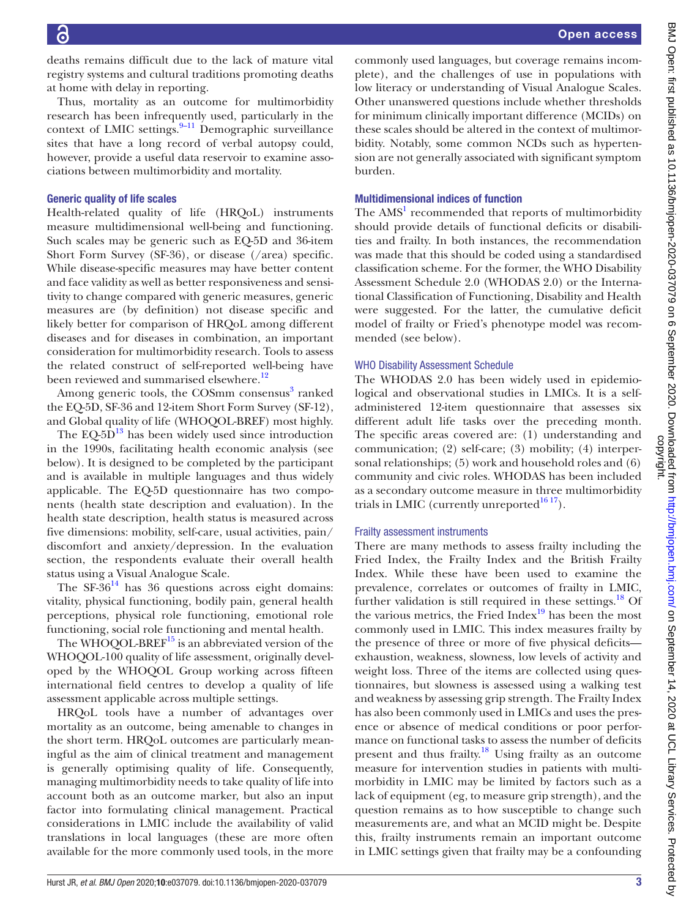deaths remains difficult due to the lack of mature vital registry systems and cultural traditions promoting deaths at home with delay in reporting.

Thus, mortality as an outcome for multimorbidity research has been infrequently used, particularly in the context of LMIC settings.[9–11] Demographic surveillance sites that have a long record of verbal autopsy could, however, provide a useful data reservoir to examine associations between multimorbidity and mortality.

### Generic quality of life scales

Health-related quality of life (HRQoL) instruments measure multidimensional well-being and functioning. Such scales may be generic such as EQ-5D and 36-item Short Form Survey (SF-36), or disease (/area) specific. While disease-specific measures may have better content and face validity as well as better responsiveness and sensitivity to change compared with generic measures, generic measures are (by definition) not disease specific and likely better for comparison of HRQoL among different diseases and for diseases in combination, an important consideration for multimorbidity research. Tools to assess the related construct of self-reported well-being have been reviewed and summarised elsewhere.[12]

Among generic tools, the COSmm consensus[3] ranked the EQ-5D, SF-36 and 12-item Short Form Survey (SF-12), and Global quality of life (WHOQOL-BREF) most highly.

The EQ-5D[13] has been widely used since introduction in the 1990s, facilitating health economic analysis (see below). It is designed to be completed by the participant and is available in multiple languages and thus widely applicable. The EQ-5D questionnaire has two components (health state description and evaluation). In the health state description, health status is measured across five dimensions: mobility, self-care, usual activities, pain/discomfort and anxiety/depression. In the evaluation section, the respondents evaluate their overall health status using a Visual Analogue Scale.

The SF-36[14] has 36 questions across eight domains: vitality, physical functioning, bodily pain, general health perceptions, physical role functioning, emotional role functioning, social role functioning and mental health.

The WHOQOL-BREF[15] is an abbreviated version of the WHOQOL-100 quality of life assessment, originally developed by the WHOQOL Group working across fifteen international field centres to develop a quality of life assessment applicable across multiple settings.

HRQoL tools have a number of advantages over mortality as an outcome, being amenable to changes in the short term. HRQoL outcomes are particularly meaningful as the aim of clinical treatment and management is generally optimising quality of life. Consequently, managing multimorbidity needs to take quality of life into account both as an outcome marker, but also an input factor into formulating clinical management. Practical considerations in LMIC include the availability of valid translations in local languages (these are more often available for the more commonly used tools, in the more commonly used languages, but coverage remains incomplete), and the challenges of use in populations with low literacy or understanding of Visual Analogue Scales. Other unanswered questions include whether thresholds for minimum clinically important difference (MCIDs) on these scales should be altered in the context of multimorbidity. Notably, some common NCDs such as hypertension are not generally associated with significant symptom burden.

### Multidimensional indices of function

The AMS[1] recommended that reports of multimorbidity should provide details of functional deficits or disabilities and frailty. In both instances, the recommendation was made that this should be coded using a standardised classification scheme. For the former, the WHO Disability Assessment Schedule 2.0 (WHODAS 2.0) or the International Classification of Functioning, Disability and Health were suggested. For the latter, the cumulative deficit model of frailty or Fried's phenotype model was recommended (see below).

#### WHO Disability Assessment Schedule

The WHODAS 2.0 has been widely used in epidemiological and observational studies in LMICs. It is a self-administered 12-item questionnaire that assesses six different adult life tasks over the preceding month. The specific areas covered are: (1) understanding and communication; (2) self-care; (3) mobility; (4) interpersonal relationships; (5) work and household roles and (6) community and civic roles. WHODAS has been included as a secondary outcome measure in three multimorbidity trials in LMIC (currently unreported[16 17]).

#### Frailty assessment instruments

There are many methods to assess frailty including the Fried Index, the Frailty Index and the British Frailty Index. While these have been used to examine the prevalence, correlates or outcomes of frailty in LMIC, further validation is still required in these settings.[18] Of the various metrics, the Fried Index[19] has been the most commonly used in LMIC. This index measures frailty by the presence of three or more of five physical deficits—exhaustion, weakness, slowness, low levels of activity and weight loss. Three of the items are collected using questionnaires, but slowness is assessed using a walking test and weakness by assessing grip strength. The Frailty Index has also been commonly used in LMICs and uses the presence or absence of medical conditions or poor performance on functional tasks to assess the number of deficits present and thus frailty.[18] Using frailty as an outcome measure for intervention studies in patients with multimorbidity in LMIC may be limited by factors such as a lack of equipment (eg, to measure grip strength), and the question remains as to how susceptible to change such measurements are, and what an MCID might be. Despite this, frailty instruments remain an important outcome in LMIC settings given that frailty may be a confounding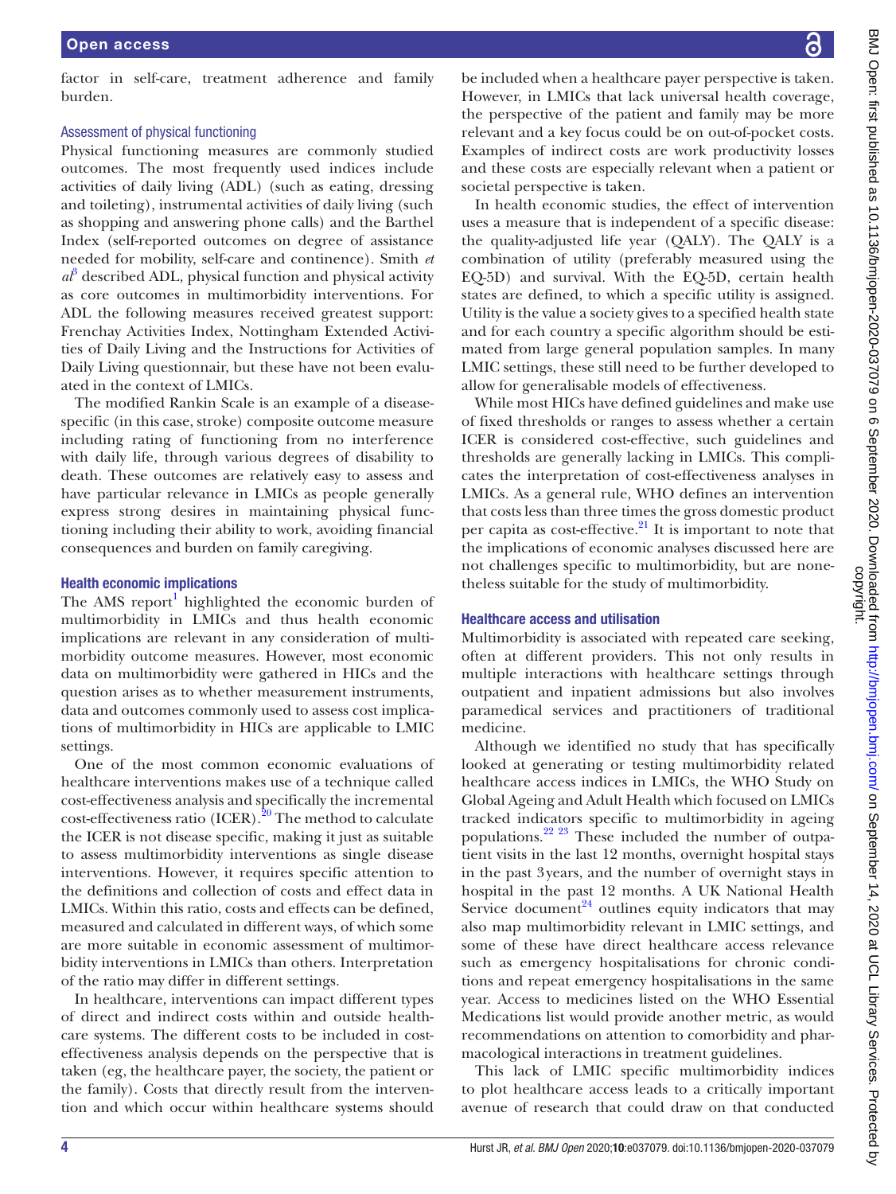factor in self-care, treatment adherence and family burden.

### Assessment of physical functioning

Physical functioning measures are commonly studied outcomes. The most frequently used indices include activities of daily living (ADL) (such as eating, dressing and toileting), instrumental activities of daily living (such as shopping and answering phone calls) and the Barthel Index (self-reported outcomes on degree of assistance needed for mobility, self-care and continence). Smith *et al*[3] described ADL, physical function and physical activity as core outcomes in multimorbidity interventions. For ADL the following measures received greatest support: Frenchay Activities Index, Nottingham Extended Activities of Daily Living and the Instructions for Activities of Daily Living questionnair, but these have not been evaluated in the context of LMICs.

The modified Rankin Scale is an example of a disease-specific (in this case, stroke) composite outcome measure including rating of functioning from no interference with daily life, through various degrees of disability to death. These outcomes are relatively easy to assess and have particular relevance in LMICs as people generally express strong desires in maintaining physical functioning including their ability to work, avoiding financial consequences and burden on family caregiving.

## Health economic implications

The AMS report[1] highlighted the economic burden of multimorbidity in LMICs and thus health economic implications are relevant in any consideration of multimorbidity outcome measures. However, most economic data on multimorbidity were gathered in HICs and the question arises as to whether measurement instruments, data and outcomes commonly used to assess cost implications of multimorbidity in HICs are applicable to LMIC settings.

One of the most common economic evaluations of healthcare interventions makes use of a technique called cost-effectiveness analysis and specifically the incremental cost-effectiveness ratio (ICER).[20] The method to calculate the ICER is not disease specific, making it just as suitable to assess multimorbidity interventions as single disease interventions. However, it requires specific attention to the definitions and collection of costs and effect data in LMICs. Within this ratio, costs and effects can be defined, measured and calculated in different ways, of which some are more suitable in economic assessment of multimorbidity interventions in LMICs than others. Interpretation of the ratio may differ in different settings.

In healthcare, interventions can impact different types of direct and indirect costs within and outside healthcare systems. The different costs to be included in cost-effectiveness analysis depends on the perspective that is taken (eg, the healthcare payer, the society, the patient or the family). Costs that directly result from the intervention and which occur within healthcare systems should be included when a healthcare payer perspective is taken. However, in LMICs that lack universal health coverage, the perspective of the patient and family may be more relevant and a key focus could be on out-of-pocket costs. Examples of indirect costs are work productivity losses and these costs are especially relevant when a patient or societal perspective is taken.

In health economic studies, the effect of intervention uses a measure that is independent of a specific disease: the quality-adjusted life year (QALY). The QALY is a combination of utility (preferably measured using the EQ-5D) and survival. With the EQ-5D, certain health states are defined, to which a specific utility is assigned. Utility is the value a society gives to a specified health state and for each country a specific algorithm should be estimated from large general population samples. In many LMIC settings, these still need to be further developed to allow for generalisable models of effectiveness.

While most HICs have defined guidelines and make use of fixed thresholds or ranges to assess whether a certain ICER is considered cost-effective, such guidelines and thresholds are generally lacking in LMICs. This complicates the interpretation of cost-effectiveness analyses in LMICs. As a general rule, WHO defines an intervention that costs less than three times the gross domestic product per capita as cost-effective.[21] It is important to note that the implications of economic analyses discussed here are not challenges specific to multimorbidity, but are nonetheless suitable for the study of multimorbidity.

## Healthcare access and utilisation

Multimorbidity is associated with repeated care seeking, often at different providers. This not only results in multiple interactions with healthcare settings through outpatient and inpatient admissions but also involves paramedical services and practitioners of traditional medicine.

Although we identified no study that has specifically looked at generating or testing multimorbidity related healthcare access indices in LMICs, the WHO Study on Global Ageing and Adult Health which focused on LMICs tracked indicators specific to multimorbidity in ageing populations.[22,23] These included the number of outpatient visits in the last 12 months, overnight hospital stays in the past 3 years, and the number of overnight stays in hospital in the past 12 months. A UK National Health Service document[24] outlines equity indicators that may also map multimorbidity relevant in LMIC settings, and some of these have direct healthcare access relevance such as emergency hospitalisations for chronic conditions and repeat emergency hospitalisations in the same year. Access to medicines listed on the WHO Essential Medications list would provide another metric, as would recommendations on attention to comorbidity and pharmacological interactions in treatment guidelines.

This lack of LMIC specific multimorbidity indices to plot healthcare access leads to a critically important avenue of research that could draw on that conducted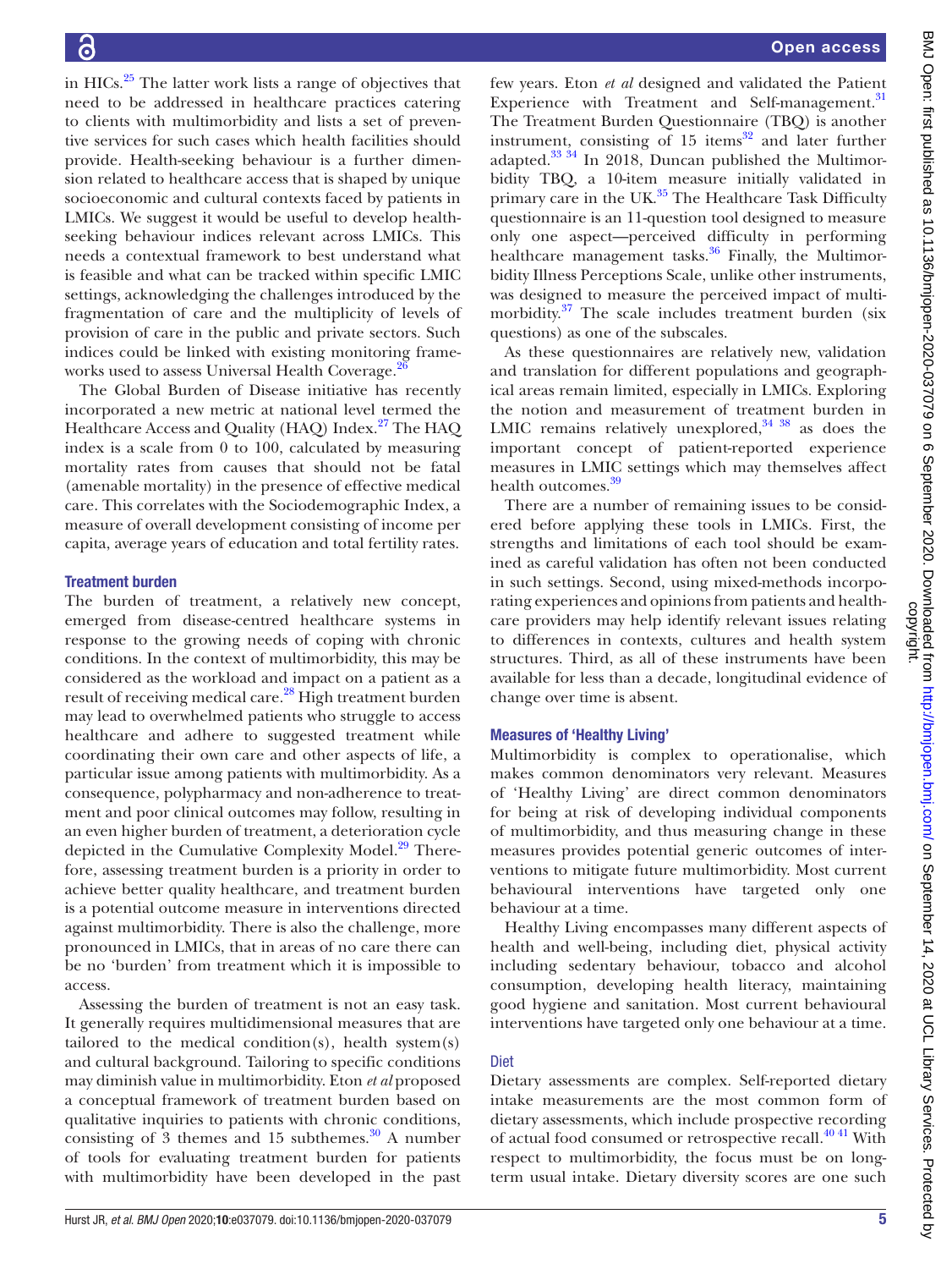in HICs.[25] The latter work lists a range of objectives that need to be addressed in healthcare practices catering to clients with multimorbidity and lists a set of preventive services for such cases which health facilities should provide. Health-seeking behaviour is a further dimension related to healthcare access that is shaped by unique socioeconomic and cultural contexts faced by patients in LMICs. We suggest it would be useful to develop health-seeking behaviour indices relevant across LMICs. This needs a contextual framework to best understand what is feasible and what can be tracked within specific LMIC settings, acknowledging the challenges introduced by the fragmentation of care and the multiplicity of levels of provision of care in the public and private sectors. Such indices could be linked with existing monitoring frameworks used to assess Universal Health Coverage.[26]

The Global Burden of Disease initiative has recently incorporated a new metric at national level termed the Healthcare Access and Quality (HAQ) Index.[27] The HAQ index is a scale from 0 to 100, calculated by measuring mortality rates from causes that should not be fatal (amenable mortality) in the presence of effective medical care. This correlates with the Sociodemographic Index, a measure of overall development consisting of income per capita, average years of education and total fertility rates.

### Treatment burden

The burden of treatment, a relatively new concept, emerged from disease-centred healthcare systems in response to the growing needs of coping with chronic conditions. In the context of multimorbidity, this may be considered as the workload and impact on a patient as a result of receiving medical care.[28] High treatment burden may lead to overwhelmed patients who struggle to access healthcare and adhere to suggested treatment while coordinating their own care and other aspects of life, a particular issue among patients with multimorbidity. As a consequence, polypharmacy and non-adherence to treatment and poor clinical outcomes may follow, resulting in an even higher burden of treatment, a deterioration cycle depicted in the Cumulative Complexity Model.[29] Therefore, assessing treatment burden is a priority in order to achieve better quality healthcare, and treatment burden is a potential outcome measure in interventions directed against multimorbidity. There is also the challenge, more pronounced in LMICs, that in areas of no care there can be no 'burden' from treatment which it is impossible to access.

Assessing the burden of treatment is not an easy task. It generally requires multidimensional measures that are tailored to the medical condition(s), health system(s) and cultural background. Tailoring to specific conditions may diminish value in multimorbidity. Eton *et al* proposed a conceptual framework of treatment burden based on qualitative inquiries to patients with chronic conditions, consisting of 3 themes and 15 subthemes.[30] A number of tools for evaluating treatment burden for patients with multimorbidity have been developed in the past few years. Eton *et al* designed and validated the Patient Experience with Treatment and Self-management.[31] The Treatment Burden Questionnaire (TBQ) is another instrument, consisting of 15 items[32] and later further adapted.[33,34] In 2018, Duncan published the Multimorbidity TBQ, a 10-item measure initially validated in primary care in the UK.[35] The Healthcare Task Difficulty questionnaire is an 11-question tool designed to measure only one aspect—perceived difficulty in performing healthcare management tasks.[36] Finally, the Multimorbidity Illness Perceptions Scale, unlike other instruments, was designed to measure the perceived impact of multimorbidity.[37] The scale includes treatment burden (six questions) as one of the subscales.

As these questionnaires are relatively new, validation and translation for different populations and geographical areas remain limited, especially in LMICs. Exploring the notion and measurement of treatment burden in LMIC remains relatively unexplored,[34,38] as does the important concept of patient-reported experience measures in LMIC settings which may themselves affect health outcomes.[39]

There are a number of remaining issues to be considered before applying these tools in LMICs. First, the strengths and limitations of each tool should be examined as careful validation has often not been conducted in such settings. Second, using mixed-methods incorporating experiences and opinions from patients and healthcare providers may help identify relevant issues relating to differences in contexts, cultures and health system structures. Third, as all of these instruments have been available for less than a decade, longitudinal evidence of change over time is absent.

### Measures of 'Healthy Living'

Multimorbidity is complex to operationalise, which makes common denominators very relevant. Measures of 'Healthy Living' are direct common denominators for being at risk of developing individual components of multimorbidity, and thus measuring change in these measures provides potential generic outcomes of interventions to mitigate future multimorbidity. Most current behavioural interventions have targeted only one behaviour at a time.

Healthy Living encompasses many different aspects of health and well-being, including diet, physical activity including sedentary behaviour, tobacco and alcohol consumption, developing health literacy, maintaining good hygiene and sanitation. Most current behavioural interventions have targeted only one behaviour at a time.

#### Diet

Dietary assessments are complex. Self-reported dietary intake measurements are the most common form of dietary assessments, which include prospective recording of actual food consumed or retrospective recall.[40,41] With respect to multimorbidity, the focus must be on long-term usual intake. Dietary diversity scores are one such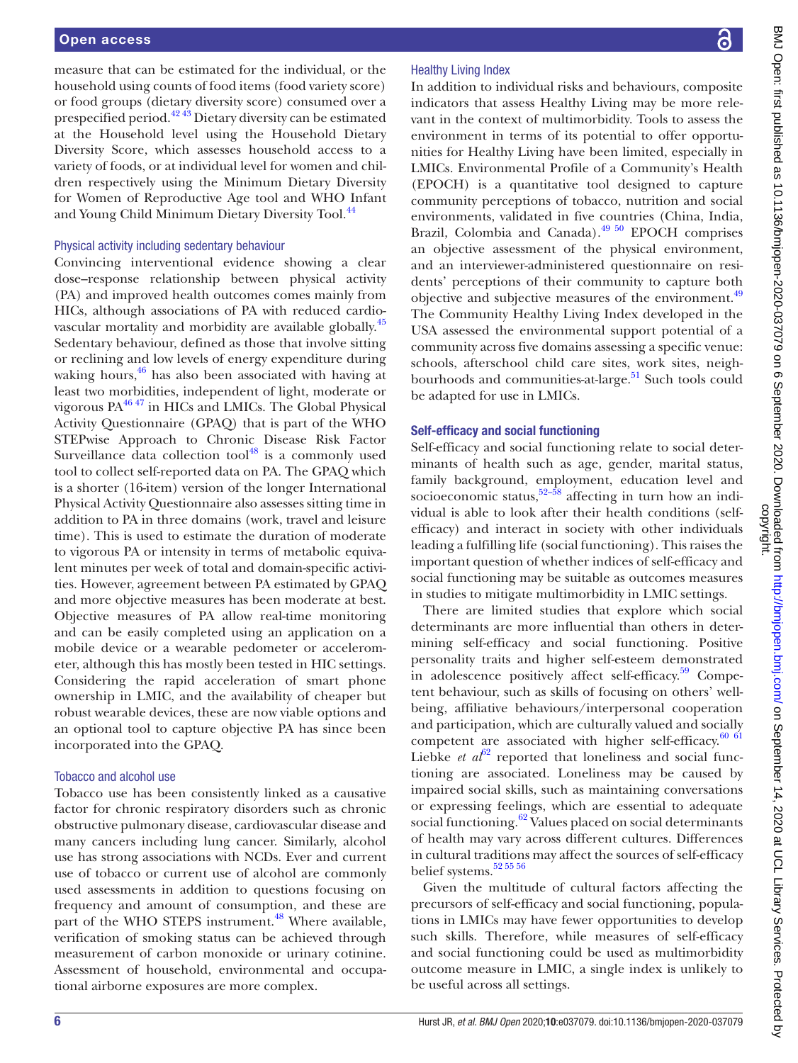measure that can be estimated for the individual, or the household using counts of food items (food variety score) or food groups (dietary diversity score) consumed over a prespecified period.[42,43] Dietary diversity can be estimated at the Household level using the Household Dietary Diversity Score, which assesses household access to a variety of foods, or at individual level for women and children respectively using the Minimum Dietary Diversity for Women of Reproductive Age tool and WHO Infant and Young Child Minimum Dietary Diversity Tool.[44]

### Physical activity including sedentary behaviour

Convincing interventional evidence showing a clear dose–response relationship between physical activity (PA) and improved health outcomes comes mainly from HICs, although associations of PA with reduced cardiovascular mortality and morbidity are available globally.[45] Sedentary behaviour, defined as those that involve sitting or reclining and low levels of energy expenditure during waking hours,[46] has also been associated with having at least two morbidities, independent of light, moderate or vigorous PA[46,47] in HICs and LMICs. The Global Physical Activity Questionnaire (GPAQ) that is part of the WHO STEPwise Approach to Chronic Disease Risk Factor Surveillance data collection tool[48] is a commonly used tool to collect self-reported data on PA. The GPAQ which is a shorter (16-item) version of the longer International Physical Activity Questionnaire also assesses sitting time in addition to PA in three domains (work, travel and leisure time). This is used to estimate the duration of moderate to vigorous PA or intensity in terms of metabolic equivalent minutes per week of total and domain-specific activities. However, agreement between PA estimated by GPAQ and more objective measures has been moderate at best. Objective measures of PA allow real-time monitoring and can be easily completed using an application on a mobile device or a wearable pedometer or accelerometer, although this has mostly been tested in HIC settings. Considering the rapid acceleration of smart phone ownership in LMIC, and the availability of cheaper but robust wearable devices, these are now viable options and an optional tool to capture objective PA has since been incorporated into the GPAQ.

### Tobacco and alcohol use

Tobacco use has been consistently linked as a causative factor for chronic respiratory disorders such as chronic obstructive pulmonary disease, cardiovascular disease and many cancers including lung cancer. Similarly, alcohol use has strong associations with NCDs. Ever and current use of tobacco or current use of alcohol are commonly used assessments in addition to questions focusing on frequency and amount of consumption, and these are part of the WHO STEPS instrument.[48] Where available, verification of smoking status can be achieved through measurement of carbon monoxide or urinary cotinine. Assessment of household, environmental and occupational airborne exposures are more complex.

### Healthy Living Index

In addition to individual risks and behaviours, composite indicators that assess Healthy Living may be more relevant in the context of multimorbidity. Tools to assess the environment in terms of its potential to offer opportunities for Healthy Living have been limited, especially in LMICs. Environmental Profile of a Community's Health (EPOCH) is a quantitative tool designed to capture community perceptions of tobacco, nutrition and social environments, validated in five countries (China, India, Brazil, Colombia and Canada).[49,50] EPOCH comprises an objective assessment of the physical environment, and an interviewer-administered questionnaire on residents' perceptions of their community to capture both objective and subjective measures of the environment.[49] The Community Healthy Living Index developed in the USA assessed the environmental support potential of a community across five domains assessing a specific venue: schools, afterschool child care sites, work sites, neighbourhoods and communities-at-large.[51] Such tools could be adapted for use in LMICs.

## Self-efficacy and social functioning

Self-efficacy and social functioning relate to social determinants of health such as age, gender, marital status, family background, employment, education level and socioeconomic status,[52–58] affecting in turn how an individual is able to look after their health conditions (self-efficacy) and interact in society with other individuals leading a fulfilling life (social functioning). This raises the important question of whether indices of self-efficacy and social functioning may be suitable as outcomes measures in studies to mitigate multimorbidity in LMIC settings.

There are limited studies that explore which social determinants are more influential than others in determining self-efficacy and social functioning. Positive personality traits and higher self-esteem demonstrated in adolescence positively affect self-efficacy.[59] Competent behaviour, such as skills of focusing on others' well-being, affiliative behaviours/interpersonal cooperation and participation, which are culturally valued and socially competent are associated with higher self-efficacy.[60,61] Liebke *et al*[62] reported that loneliness and social functioning are associated. Loneliness may be caused by impaired social skills, such as maintaining conversations or expressing feelings, which are essential to adequate social functioning.[62] Values placed on social determinants of health may vary across different cultures. Differences in cultural traditions may affect the sources of self-efficacy belief systems.[52,55,56]

Given the multitude of cultural factors affecting the precursors of self-efficacy and social functioning, populations in LMICs may have fewer opportunities to develop such skills. Therefore, while measures of self-efficacy and social functioning could be used as multimorbidity outcome measure in LMIC, a single index is unlikely to be useful across all settings.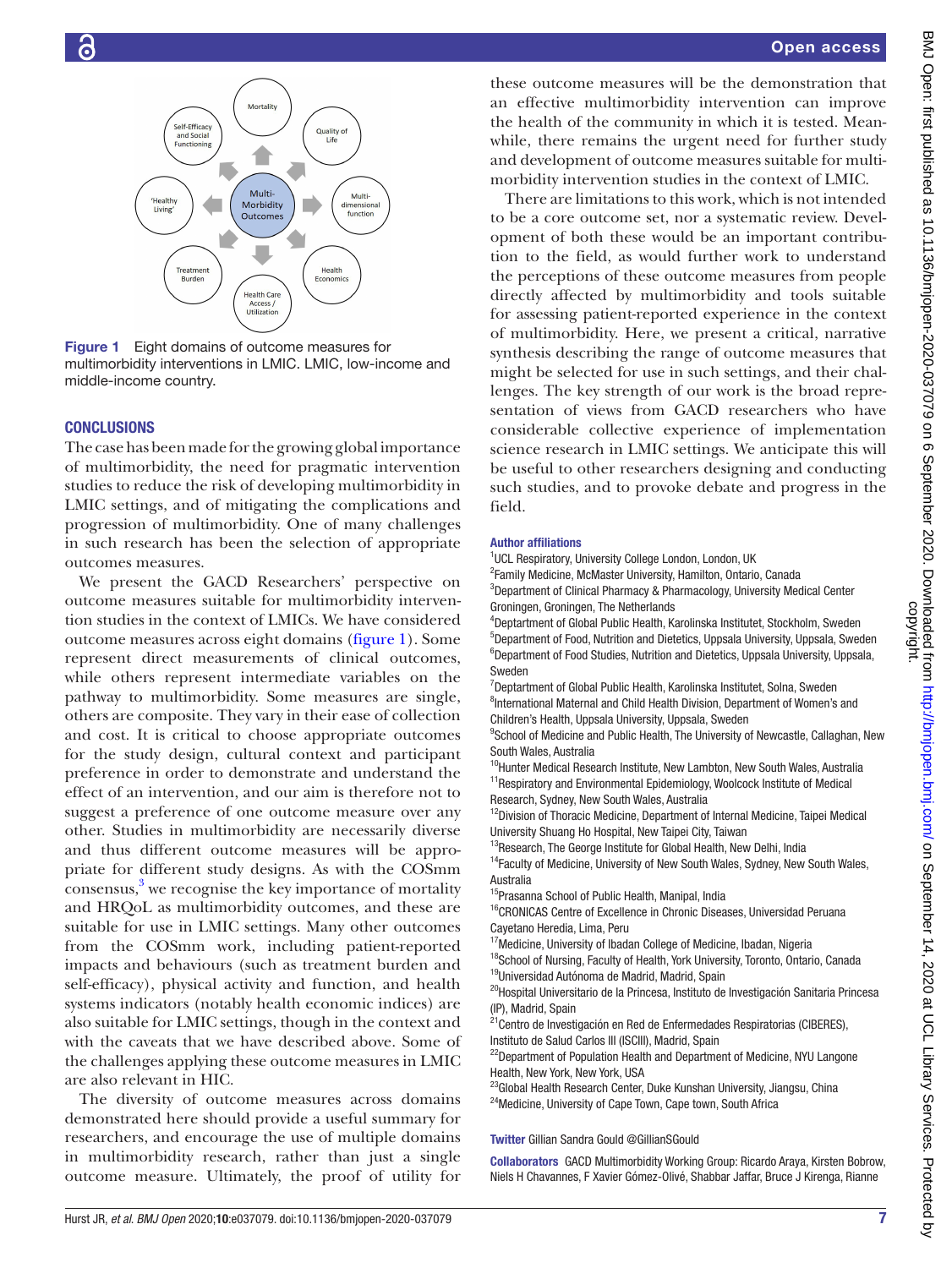Figure 1 Eight domains of outcome measures for multimorbidity interventions in LMIC. LMIC, low-income and middle-income country.

## CONCLUSIONS

The case has been made for the growing global importance of multimorbidity, the need for pragmatic intervention studies to reduce the risk of developing multimorbidity in LMIC settings, and of mitigating the complications and progression of multimorbidity. One of many challenges in such research has been the selection of appropriate outcomes measures.

We present the GACD Researchers' perspective on outcome measures suitable for multimorbidity intervention studies in the context of LMICs. We have considered outcome measures across eight domains (figure 1). Some represent direct measurements of clinical outcomes, while others represent intermediate variables on the pathway to multimorbidity. Some measures are single, others are composite. They vary in their ease of collection and cost. It is critical to choose appropriate outcomes for the study design, cultural context and participant preference in order to demonstrate and understand the effect of an intervention, and our aim is therefore not to suggest a preference of one outcome measure over any other. Studies in multimorbidity are necessarily diverse and thus different outcome measures will be appropriate for different study designs. As with the COSmm consensus,[3] we recognise the key importance of mortality and HRQoL as multimorbidity outcomes, and these are suitable for use in LMIC settings. Many other outcomes from the COSmm work, including patient-reported impacts and behaviours (such as treatment burden and self-efficacy), physical activity and function, and health systems indicators (notably health economic indices) are also suitable for LMIC settings, though in the context and with the caveats that we have described above. Some of the challenges applying these outcome measures in LMIC are also relevant in HIC.

The diversity of outcome measures across domains demonstrated here should provide a useful summary for researchers, and encourage the use of multiple domains in multimorbidity research, rather than just a single outcome measure. Ultimately, the proof of utility for these outcome measures will be the demonstration that an effective multimorbidity intervention can improve the health of the community in which it is tested. Meanwhile, there remains the urgent need for further study and development of outcome measures suitable for multimorbidity intervention studies in the context of LMIC.

There are limitations to this work, which is not intended to be a core outcome set, nor a systematic review. Development of both these would be an important contribution to the field, as would further work to understand the perceptions of these outcome measures from people directly affected by multimorbidity and tools suitable for assessing patient-reported experience in the context of multimorbidity. Here, we present a critical, narrative synthesis describing the range of outcome measures that might be selected for use in such settings, and their challenges. The key strength of our work is the broad representation of views from GACD researchers who have considerable collective experience of implementation science research in LMIC settings. We anticipate this will be useful to other researchers designing and conducting such studies, and to provoke debate and progress in the field.

**Author affiliations**

[1]UCL Respiratory, University College London, London, UK
[2]Family Medicine, McMaster University, Hamilton, Ontario, Canada
[3]Department of Clinical Pharmacy & Pharmacology, University Medical Center Groningen, Groningen, The Netherlands
[4]Deptartment of Global Public Health, Karolinska Institutet, Stockholm, Sweden
[5]Department of Food, Nutrition and Dietetics, Uppsala University, Uppsala, Sweden
[6]Department of Food Studies, Nutrition and Dietetics, Uppsala University, Uppsala, Sweden
[7]Deptartment of Global Public Health, Karolinska Institutet, Solna, Sweden
[8]International Maternal and Child Health Division, Department of Women's and Children's Health, Uppsala University, Uppsala, Sweden
[9]School of Medicine and Public Health, The University of Newcastle, Callaghan, New South Wales, Australia
[10]Hunter Medical Research Institute, New Lambton, New South Wales, Australia
[11]Respiratory and Environmental Epidemiology, Woolcock Institute of Medical Research, Sydney, New South Wales, Australia
[12]Division of Thoracic Medicine, Department of Internal Medicine, Taipei Medical University Shuang Ho Hospital, New Taipei City, Taiwan
[13]Research, The George Institute for Global Health, New Delhi, India
[14]Faculty of Medicine, University of New South Wales, Sydney, New South Wales, Australia
[15]Prasanna School of Public Health, Manipal, India
[16]CRONICAS Centre of Excellence in Chronic Diseases, Universidad Peruana Cayetano Heredia, Lima, Peru
[17]Medicine, University of Ibadan College of Medicine, Ibadan, Nigeria
[18]School of Nursing, Faculty of Health, York University, Toronto, Ontario, Canada
[19]Universidad Autónoma de Madrid, Madrid, Spain
[20]Hospital Universitario de la Princesa, Instituto de Investigación Sanitaria Princesa (IP), Madrid, Spain
[21]Centro de Investigación en Red de Enfermedades Respiratorias (CIBERES), Instituto de Salud Carlos III (ISCIII), Madrid, Spain
[22]Department of Population Health and Department of Medicine, NYU Langone Health, New York, New York, USA
[23]Global Health Research Center, Duke Kunshan University, Jiangsu, China
[24]Medicine, University of Cape Town, Cape town, South Africa

**Twitter** Gillian Sandra Gould @GillianSGould

**Collaborators** GACD Multimorbidity Working Group: Ricardo Araya, Kirsten Bobrow, Niels H Chavannes, F Xavier Gómez-Olivé, Shabbar Jaffar, Bruce J Kirenga, Rianne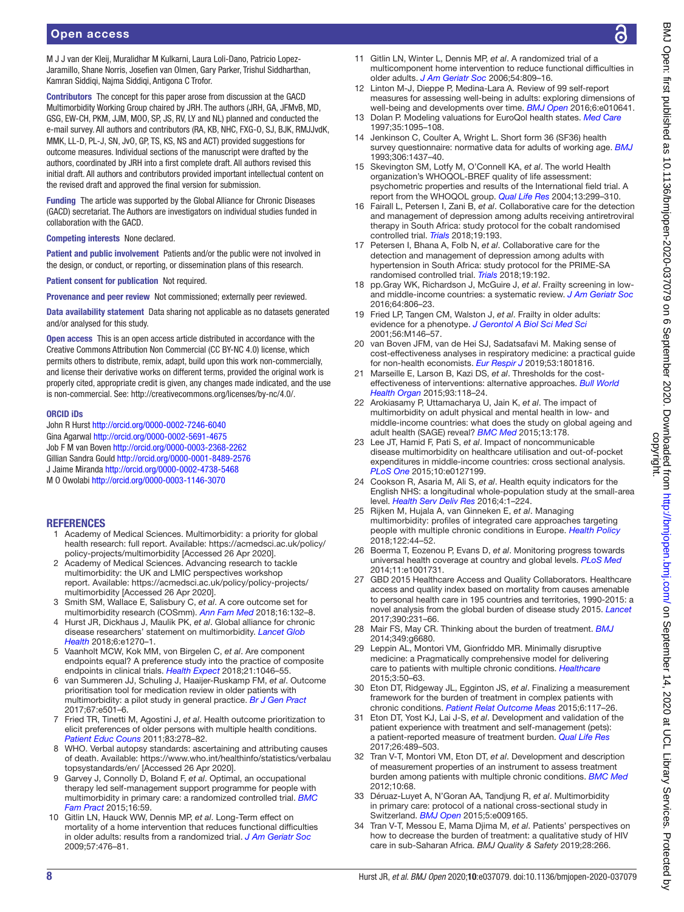M J J van der Kleij, Muralidhar M Kulkarni, Laura Loli-Dano, Patricio Lopez-Jaramillo, Shane Norris, Josefien van Olmen, Gary Parker, Trishul Siddharthan, Kamran Siddiqi, Najma Siddiqi, Antigona C Trofor.

**Contributors** The concept for this paper arose from discussion at the GACD Multimorbidity Working Group chaired by JRH. The authors (JRH, GA, JFMvB, MD, GSG, EW-CH, PKM, JJM, MOO, SP, JS, RV, LY and NL) planned and conducted the e-mail survey. All authors and contributors (RA, KB, NHC, FXG-O, SJ, BJK, RMJJvdK, MMK, LL-D, PL-J, SN, JvO, GP, TS, KS, NS and ACT) provided suggestions for outcome measures. Individual sections of the manuscript were drafted by the authors, coordinated by JRH into a first complete draft. All authors revised this initial draft. All authors and contributors provided important intellectual content on the revised draft and approved the final version for submission.

**Funding** The article was supported by the Global Alliance for Chronic Diseases (GACD) secretariat. The Authors are investigators on individual studies funded in collaboration with the GACD.

**Competing interests** None declared.

**Patient and public involvement** Patients and/or the public were not involved in the design, or conduct, or reporting, or dissemination plans of this research.

**Patient consent for publication** Not required.

**Provenance and peer review** Not commissioned; externally peer reviewed.

**Data availability statement** Data sharing not applicable as no datasets generated and/or analysed for this study.

**Open access** This is an open access article distributed in accordance with the Creative Commons Attribution Non Commercial (CC BY-NC 4.0) license, which permits others to distribute, remix, adapt, build upon this work non-commercially, and license their derivative works on different terms, provided the original work is properly cited, appropriate credit is given, any changes made indicated, and the use is non-commercial. See: http://creativecommons.org/licenses/by-nc/4.0/.

**ORCID iDs**

John R Hurst http://orcid.org/0000-0002-7246-6040
Gina Agarwal http://orcid.org/0000-0002-5691-4675
Job F M van Boven http://orcid.org/0000-0003-2368-2262
Gillian Sandra Gould http://orcid.org/0000-0001-8489-2576
J Jaime Miranda http://orcid.org/0000-0002-4738-5468
M O Owolabi http://orcid.org/0000-0003-1146-3070

## REFERENCES

1. Academy of Medical Sciences. Multimorbidity: a priority for global health research: full report. Available: https://acmedsci.ac.uk/policy/policy-projects/multimorbidity [Accessed 26 Apr 2020].
2. Academy of Medical Sciences. Advancing research to tackle multimorbidity: the UK and LMIC perspectives workshop report. Available: https://acmedsci.ac.uk/policy/policy-projects/multimorbidity [Accessed 26 Apr 2020].
3. Smith SM, Wallace E, Salisbury C, *et al*. A core outcome set for multimorbidity research (COSmm). *Ann Fam Med* 2018;16:132–8.
4. Hurst JR, Dickhaus J, Maulik PK, *et al*. Global alliance for chronic disease researchers' statement on multimorbidity. *Lancet Glob Health* 2018;6:e1270–1.
5. Vaanholt MCW, Kok MM, von Birgelen C, *et al*. Are component endpoints equal? A preference study into the practice of composite endpoints in clinical trials. *Health Expect* 2018;21:1046–55.
6. van Summeren JJ, Schuling J, Haaijer-Ruskamp FM, *et al*. Outcome prioritisation tool for medication review in older patients with multimorbidity: a pilot study in general practice. *Br J Gen Pract* 2017;67:e501–6.
7. Fried TR, Tinetti M, Agostini J, *et al*. Health outcome prioritization to elicit preferences of older persons with multiple health conditions. *Patient Educ Couns* 2011;83:278–82.
8. WHO. Verbal autopsy standards: ascertaining and attributing causes of death. Available: https://www.who.int/healthinfo/statistics/verbalautopsystandards/en/ [Accessed 26 Apr 2020].
9. Garvey J, Connolly D, Boland F, *et al*. Optimal, an occupational therapy led self-management support programme for people with multimorbidity in primary care: a randomized controlled trial. *BMC Fam Pract* 2015;16:59.
10. Gitlin LN, Hauck WW, Dennis MP, *et al*. Long-Term effect on mortality of a home intervention that reduces functional difficulties in older adults: results from a randomized trial. *J Am Geriatr Soc* 2009;57:476–81.
11. Gitlin LN, Winter L, Dennis MP, *et al*. A randomized trial of a multicomponent home intervention to reduce functional difficulties in older adults. *J Am Geriatr Soc* 2006;54:809–16.
12. Linton M-J, Dieppe P, Medina-Lara A. Review of 99 self-report measures for assessing well-being in adults: exploring dimensions of well-being and developments over time. *BMJ Open* 2016;6:e010641.
13. Dolan P. Modeling valuations for EuroQol health states. *Med Care* 1997;35:1095–108.
14. Jenkinson C, Coulter A, Wright L. Short form 36 (SF36) health survey questionnaire: normative data for adults of working age. *BMJ* 1993;306:1437–40.
15. Skevington SM, Lotfy M, O'Connell KA, *et al*. The world Health organization's WHOQOL-BREF quality of life assessment: psychometric properties and results of the International field trial. A report from the WHOQOL group. *Qual Life Res* 2004;13:299–310.
16. Fairall L, Petersen I, Zani B, *et al*. Collaborative care for the detection and management of depression among adults receiving antiretroviral therapy in South Africa: study protocol for the cobalt randomised controlled trial. *Trials* 2018;19:193.
17. Petersen I, Bhana A, Folb N, *et al*. Collaborative care for the detection and management of depression among adults with hypertension in South Africa: study protocol for the PRIME-SA randomised controlled trial. *Trials* 2018;19:192.
18. pp.Gray WK, Richardson J, McGuire J, *et al*. Frailty screening in low- and middle-income countries: a systematic review. *J Am Geriatr Soc* 2016;64:806–23.
19. Fried LP, Tangen CM, Walston J, *et al*. Frailty in older adults: evidence for a phenotype. *J Gerontol A Biol Sci Med Sci* 2001;56:M146–57.
20. van Boven JFM, van de Hei SJ, Sadatsafavi M. Making sense of cost-effectiveness analyses in respiratory medicine: a practical guide for non-health economists. *Eur Respir J* 2019;53:1801816.
21. Marseille E, Larson B, Kazi DS, *et al*. Thresholds for the cost-effectiveness of interventions: alternative approaches. *Bull World Health Organ* 2015;93:118–24.
22. Arokiasamy P, Uttamacharya U, Jain K, *et al*. The impact of multimorbidity on adult physical and mental health in low- and middle-income countries: what does the study on global ageing and adult health (SAGE) reveal? *BMC Med* 2015;13:178.
23. Lee JT, Hamid F, Pati S, *et al*. Impact of noncommunicable disease multimorbidity on healthcare utilisation and out-of-pocket expenditures in middle-income countries: cross sectional analysis. *PLoS One* 2015;10:e0127199.
24. Cookson R, Asaria M, Ali S, *et al*. Health equity indicators for the English NHS: a longitudinal whole-population study at the small-area level. *Health Serv Deliv Res* 2016;4:1–224.
25. Rijken M, Hujala A, van Ginneken E, *et al*. Managing multimorbidity: profiles of integrated care approaches targeting people with multiple chronic conditions in Europe. *Health Policy* 2018;122:44–52.
26. Boerma T, Eozenou P, Evans D, *et al*. Monitoring progress towards universal health coverage at country and global levels. *PLoS Med* 2014;11:e1001731.
27. GBD 2015 Healthcare Access and Quality Collaborators. Healthcare access and quality index based on mortality from causes amenable to personal health care in 195 countries and territories, 1990-2015: a novel analysis from the global burden of disease study 2015. *Lancet* 2017;390:231–66.
28. Mair FS, May CR. Thinking about the burden of treatment. *BMJ* 2014;349:g6680.
29. Leppin AL, Montori VM, Gionfriddo MR. Minimally disruptive medicine: a Pragmatically comprehensive model for delivering care to patients with multiple chronic conditions. *Healthcare* 2015;3:50–63.
30. Eton DT, Ridgeway JL, Egginton JS, *et al*. Finalizing a measurement framework for the burden of treatment in complex patients with chronic conditions. *Patient Relat Outcome Meas* 2015;6:117–26.
31. Eton DT, Yost KJ, Lai J-S, *et al*. Development and validation of the patient experience with treatment and self-management (pets): a patient-reported measure of treatment burden. *Qual Life Res* 2017;26:489–503.
32. Tran V-T, Montori VM, Eton DT, *et al*. Development and description of measurement properties of an instrument to assess treatment burden among patients with multiple chronic conditions. *BMC Med* 2012;10:68.
33. Déruaz-Luyet A, N'Goran AA, Tandjung R, *et al*. Multimorbidity in primary care: protocol of a national cross-sectional study in Switzerland. *BMJ Open* 2015;5:e009165.
34. Tran V-T, Messou E, Mama Djima M, *et al*. Patients' perspectives on how to decrease the burden of treatment: a qualitative study of HIV care in sub-Saharan Africa. BMJ Quality & Safety 2019;28:266.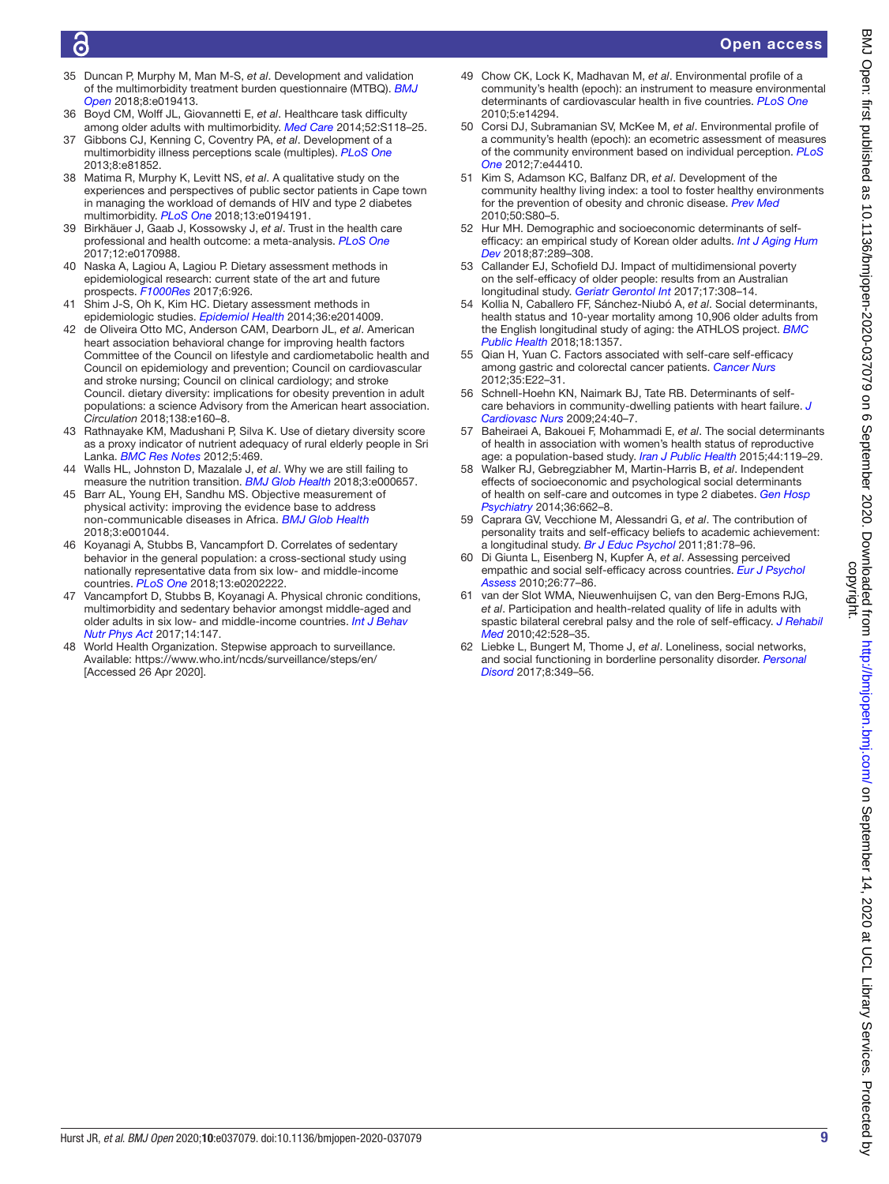35 Duncan P, Murphy M, Man M-S, *et al*. Development and validation of the multimorbidity treatment burden questionnaire (MTBQ). *BMJ Open* 2018;8:e019413.
36 Boyd CM, Wolff JL, Giovannetti E, *et al*. Healthcare task difficulty among older adults with multimorbidity. *Med Care* 2014;52:S118–25.
37 Gibbons CJ, Kenning C, Coventry PA, *et al*. Development of a multimorbidity illness perceptions scale (multiples). *PLoS One* 2013;8:e81852.
38 Matima R, Murphy K, Levitt NS, *et al*. A qualitative study on the experiences and perspectives of public sector patients in Cape town in managing the workload of demands of HIV and type 2 diabetes multimorbidity. *PLoS One* 2018;13:e0194191.
39 Birkhäuer J, Gaab J, Kossowsky J, *et al*. Trust in the health care professional and health outcome: a meta-analysis. *PLoS One* 2017;12:e0170988.
40 Naska A, Lagiou A, Lagiou P. Dietary assessment methods in epidemiological research: current state of the art and future prospects. *F1000Res* 2017;6:926.
41 Shim J-S, Oh K, Kim HC. Dietary assessment methods in epidemiologic studies. *Epidemiol Health* 2014;36:e2014009.
42 de Oliveira Otto MC, Anderson CAM, Dearborn JL, *et al*. American heart association behavioral change for improving health factors Committee of the Council on lifestyle and cardiometabolic health and Council on epidemiology and prevention; Council on cardiovascular and stroke nursing; Council on clinical cardiology; and stroke Council. dietary diversity: implications for obesity prevention in adult populations: a science Advisory from the American heart association. *Circulation* 2018;138:e160–8.
43 Rathnayake KM, Madushani P, Silva K. Use of dietary diversity score as a proxy indicator of nutrient adequacy of rural elderly people in Sri Lanka. *BMC Res Notes* 2012;5:469.
44 Walls HL, Johnston D, Mazalale J, *et al*. Why we are still failing to measure the nutrition transition. *BMJ Glob Health* 2018;3:e000657.
45 Barr AL, Young EH, Sandhu MS. Objective measurement of physical activity: improving the evidence base to address non-communicable diseases in Africa. *BMJ Glob Health* 2018;3:e001044.
46 Koyanagi A, Stubbs B, Vancampfort D. Correlates of sedentary behavior in the general population: a cross-sectional study using nationally representative data from six low- and middle-income countries. *PLoS One* 2018;13:e0202222.
47 Vancampfort D, Stubbs B, Koyanagi A. Physical chronic conditions, multimorbidity and sedentary behavior amongst middle-aged and older adults in six low- and middle-income countries. *Int J Behav Nutr Phys Act* 2017;14:147.
48 World Health Organization. Stepwise approach to surveillance. Available: https://www.who.int/ncds/surveillance/steps/en/ [Accessed 26 Apr 2020].
49 Chow CK, Lock K, Madhavan M, *et al*. Environmental profile of a community's health (epoch): an instrument to measure environmental determinants of cardiovascular health in five countries. *PLoS One* 2010;5:e14294.
50 Corsi DJ, Subramanian SV, McKee M, *et al*. Environmental profile of a community's health (epoch): an ecometric assessment of measures of the community environment based on individual perception. *PLoS One* 2012;7:e44410.
51 Kim S, Adamson KC, Balfanz DR, *et al*. Development of the community healthy living index: a tool to foster healthy environments for the prevention of obesity and chronic disease. *Prev Med* 2010;50:S80–5.
52 Hur MH. Demographic and socioeconomic determinants of self-efficacy: an empirical study of Korean older adults. *Int J Aging Hum Dev* 2018;87:289–308.
53 Callander EJ, Schofield DJ. Impact of multidimensional poverty on the self-efficacy of older people: results from an Australian longitudinal study. *Geriatr Gerontol Int* 2017;17:308–14.
54 Kollia N, Caballero FF, Sánchez-Niubó A, *et al*. Social determinants, health status and 10-year mortality among 10,906 older adults from the English longitudinal study of aging: the ATHLOS project. *BMC Public Health* 2018;18:1357.
55 Qian H, Yuan C. Factors associated with self-care self-efficacy among gastric and colorectal cancer patients. *Cancer Nurs* 2012;35:E22–31.
56 Schnell-Hoehn KN, Naimark BJ, Tate RB. Determinants of self-care behaviors in community-dwelling patients with heart failure. *J Cardiovasc Nurs* 2009;24:40–7.
57 Baheiraei A, Bakouei F, Mohammadi E, *et al*. The social determinants of health in association with women's health status of reproductive age: a population-based study. *Iran J Public Health* 2015;44:119–29.
58 Walker RJ, Gebregziabher M, Martin-Harris B, *et al*. Independent effects of socioeconomic and psychological social determinants of health on self-care and outcomes in type 2 diabetes. *Gen Hosp Psychiatry* 2014;36:662–8.
59 Caprara GV, Vecchione M, Alessandri G, *et al*. The contribution of personality traits and self-efficacy beliefs to academic achievement: a longitudinal study. *Br J Educ Psychol* 2011;81:78–96.
60 Di Giunta L, Eisenberg N, Kupfer A, *et al*. Assessing perceived empathic and social self-efficacy across countries. *Eur J Psychol Assess* 2010;26:77–86.
61 van der Slot WMA, Nieuwenhuijsen C, van den Berg-Emons RJG, *et al*. Participation and health-related quality of life in adults with spastic bilateral cerebral palsy and the role of self-efficacy. *J Rehabil Med* 2010;42:528–35.
62 Liebke L, Bungert M, Thome J, *et al*. Loneliness, social networks, and social functioning in borderline personality disorder. *Personal Disord* 2017;8:349–56.